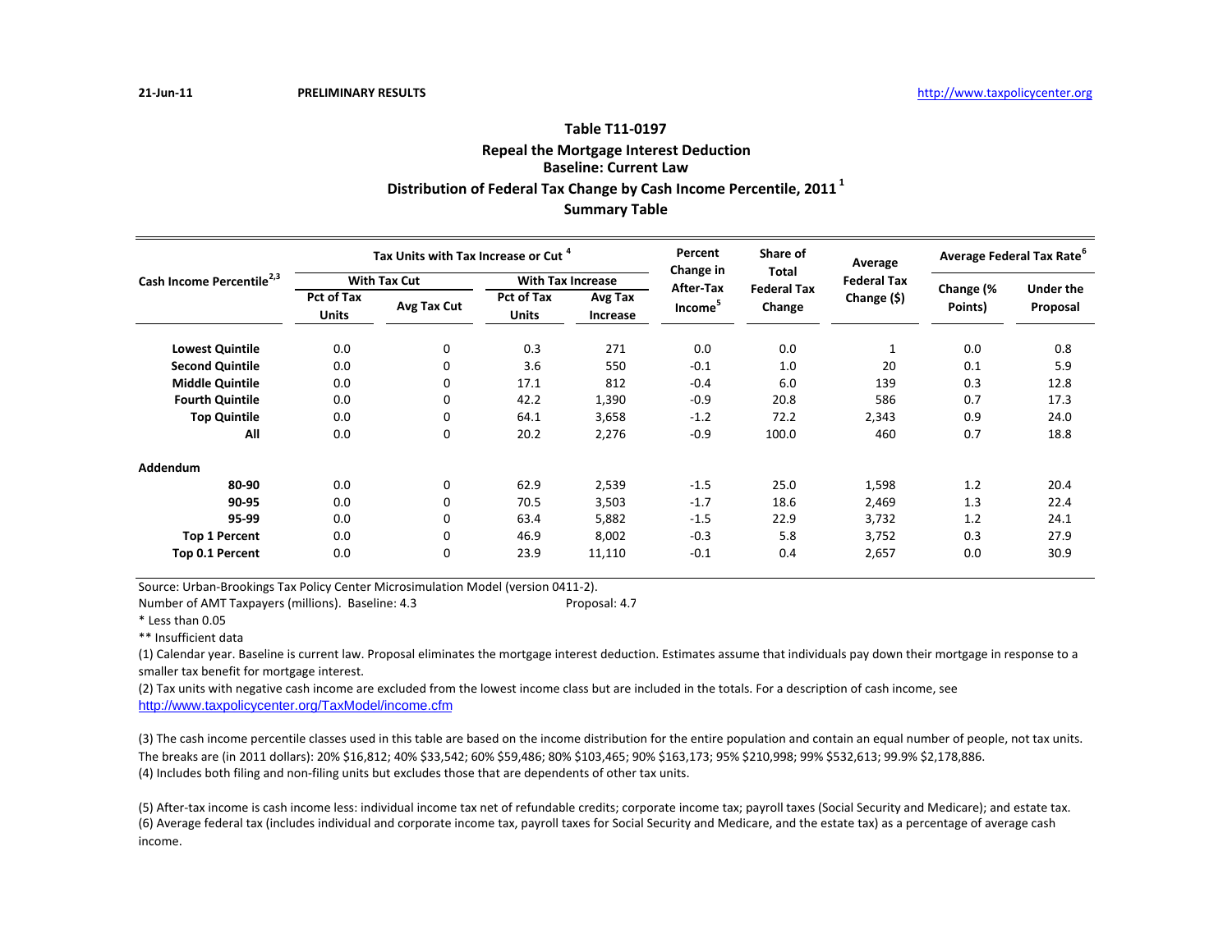21-Jun-11 PRELIMINARY RESULTS http://www.taxpolicycenter.org

## Table T11-0197
### Repeal the Mortgage Interest Deduction
### Baseline: Current Law
### Distribution of Federal Tax Change by Cash Income Percentile, 2011 [1]
### Summary Table

| Cash Income Percentile [2,3] | Tax Units with Tax Increase or Cut [4] | | | | Percent Change in After-Tax Income [5] | Share of Total Federal Tax Change | Average Federal Tax Change ($) | Average Federal Tax Rate [6] | |
|---|---|---|---|---|---|---|---|---|---|
| | With Tax Cut | | With Tax Increase | | | | | | |
| | Pct of Tax Units | Avg Tax Cut | Pct of Tax Units | Avg Tax Increase | | | | Change (% Points) | Under the Proposal |
| **Lowest Quintile** | 0.0 | 0 | 0.3 | 271 | 0.0 | 0.0 | 1 | 0.0 | 0.8 |
| **Second Quintile** | 0.0 | 0 | 3.6 | 550 | -0.1 | 1.0 | 20 | 0.1 | 5.9 |
| **Middle Quintile** | 0.0 | 0 | 17.1 | 812 | -0.4 | 6.0 | 139 | 0.3 | 12.8 |
| **Fourth Quintile** | 0.0 | 0 | 42.2 | 1,390 | -0.9 | 20.8 | 586 | 0.7 | 17.3 |
| **Top Quintile** | 0.0 | 0 | 64.1 | 3,658 | -1.2 | 72.2 | 2,343 | 0.9 | 24.0 |
| **All** | 0.0 | 0 | 20.2 | 2,276 | -0.9 | 100.0 | 460 | 0.7 | 18.8 |
| **Addendum** | | | | | | | | | |
| **80-90** | 0.0 | 0 | 62.9 | 2,539 | -1.5 | 25.0 | 1,598 | 1.2 | 20.4 |
| **90-95** | 0.0 | 0 | 70.5 | 3,503 | -1.7 | 18.6 | 2,469 | 1.3 | 22.4 |
| **95-99** | 0.0 | 0 | 63.4 | 5,882 | -1.5 | 22.9 | 3,732 | 1.2 | 24.1 |
| **Top 1 Percent** | 0.0 | 0 | 46.9 | 8,002 | -0.3 | 5.8 | 3,752 | 0.3 | 27.9 |
| **Top 0.1 Percent** | 0.0 | 0 | 23.9 | 11,110 | -0.1 | 0.4 | 2,657 | 0.0 | 30.9 |

Source: Urban-Brookings Tax Policy Center Microsimulation Model (version 0411-2).

Number of AMT Taxpayers (millions). Baseline: 4.3 Proposal: 4.7

* Less than 0.05

** Insufficient data

(1) Calendar year. Baseline is current law. Proposal eliminates the mortgage interest deduction. Estimates assume that individuals pay down their mortgage in response to a smaller tax benefit for mortgage interest.

(2) Tax units with negative cash income are excluded from the lowest income class but are included in the totals. For a description of cash income, see http://www.taxpolicycenter.org/TaxModel/income.cfm

(3) The cash income percentile classes used in this table are based on the income distribution for the entire population and contain an equal number of people, not tax units. The breaks are (in 2011 dollars): 20% $16,812; 40% $33,542; 60% $59,486; 80% $103,465; 90% $163,173; 95% $210,998; 99% $532,613; 99.9% $2,178,886.

(4) Includes both filing and non-filing units but excludes those that are dependents of other tax units.

(5) After-tax income is cash income less: individual income tax net of refundable credits; corporate income tax; payroll taxes (Social Security and Medicare); and estate tax.

(6) Average federal tax (includes individual and corporate income tax, payroll taxes for Social Security and Medicare, and the estate tax) as a percentage of average cash income.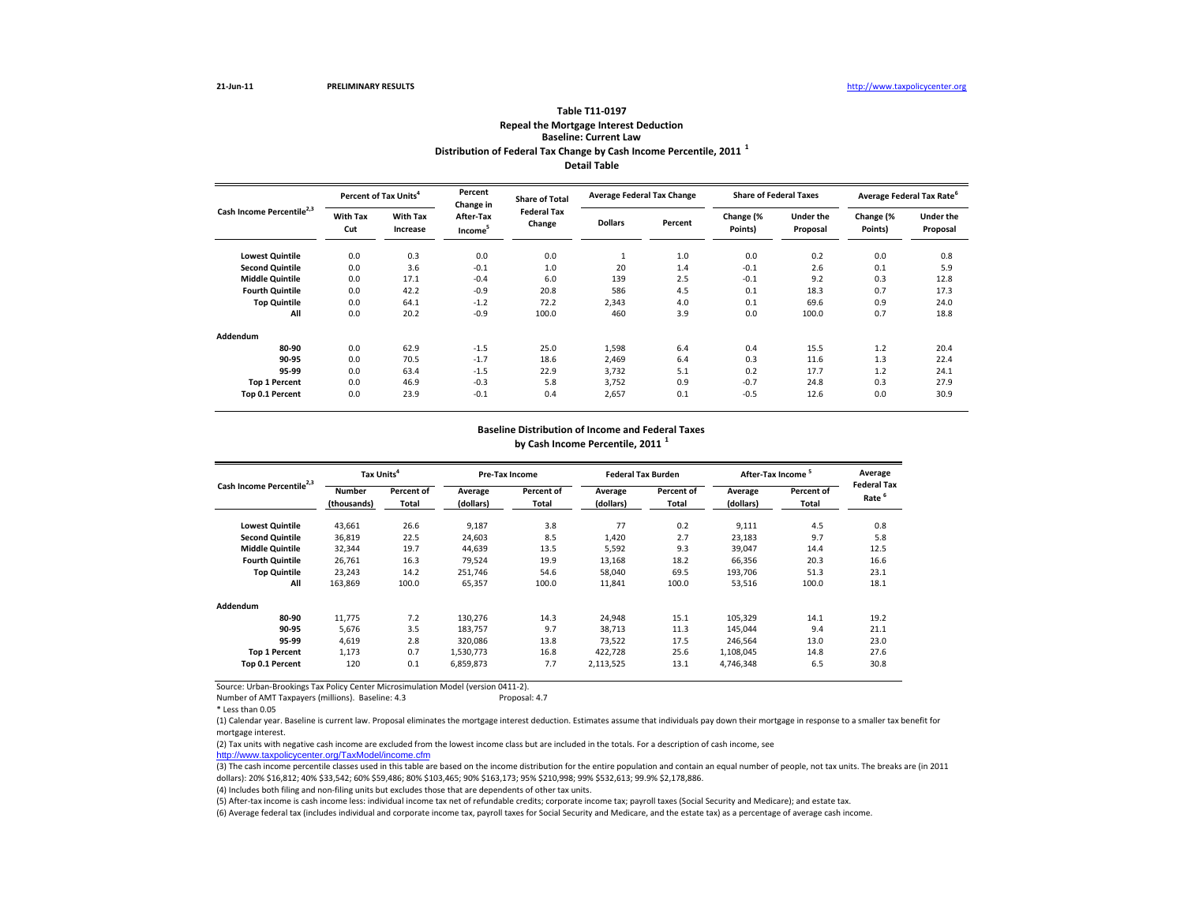21-Jun-11 PRELIMINARY RESULTS http://www.taxpolicycenter.org

**Table T11-0197**
**Repeal the Mortgage Interest Deduction**
**Baseline: Current Law**
**Distribution of Federal Tax Change by Cash Income Percentile, 2011 [1]**
**Detail Table**

| Cash Income Percentile[2,3] | Percent of Tax Units[4] | | Percent Change in After-Tax Income[5] | Share of Total Federal Tax Change | Average Federal Tax Change | | Share of Federal Taxes | | Average Federal Tax Rate[6] | |
|---|---|---|---|---|---|---|---|---|---|---|
| | With Tax Cut | With Tax Increase | | | Dollars | Percent | Change (% Points) | Under the Proposal | Change (% Points) | Under the Proposal |
| Lowest Quintile | 0.0 | 0.3 | 0.0 | 0.0 | 1 | 1.0 | 0.0 | 0.2 | 0.0 | 0.8 |
| Second Quintile | 0.0 | 3.6 | -0.1 | 1.0 | 20 | 1.4 | -0.1 | 2.6 | 0.1 | 5.9 |
| Middle Quintile | 0.0 | 17.1 | -0.4 | 6.0 | 139 | 2.5 | -0.1 | 9.2 | 0.3 | 12.8 |
| Fourth Quintile | 0.0 | 42.2 | -0.9 | 20.8 | 586 | 4.5 | 0.1 | 18.3 | 0.7 | 17.3 |
| Top Quintile | 0.0 | 64.1 | -1.2 | 72.2 | 2,343 | 4.0 | 0.1 | 69.6 | 0.9 | 24.0 |
| All | 0.0 | 20.2 | -0.9 | 100.0 | 460 | 3.9 | 0.0 | 100.0 | 0.7 | 18.8 |
| **Addendum** | | | | | | | | | | |
| 80-90 | 0.0 | 62.9 | -1.5 | 25.0 | 1,598 | 6.4 | 0.4 | 15.5 | 1.2 | 20.4 |
| 90-95 | 0.0 | 70.5 | -1.7 | 18.6 | 2,469 | 6.4 | 0.3 | 11.6 | 1.3 | 22.4 |
| 95-99 | 0.0 | 63.4 | -1.5 | 22.9 | 3,732 | 5.1 | 0.2 | 17.7 | 1.2 | 24.1 |
| Top 1 Percent | 0.0 | 46.9 | -0.3 | 5.8 | 3,752 | 0.9 | -0.7 | 24.8 | 0.3 | 27.9 |
| Top 0.1 Percent | 0.0 | 23.9 | -0.1 | 0.4 | 2,657 | 0.1 | -0.5 | 12.6 | 0.0 | 30.9 |

**Baseline Distribution of Income and Federal Taxes**
**by Cash Income Percentile, 2011 [1]**

| Cash Income Percentile[2,3] | Tax Units[4] | | Pre-Tax Income | | Federal Tax Burden | | After-Tax Income[5] | | Average Federal Tax Rate[6] |
|---|---|---|---|---|---|---|---|---|---|
| | Number (thousands) | Percent of Total | Average (dollars) | Percent of Total | Average (dollars) | Percent of Total | Average (dollars) | Percent of Total | |
| Lowest Quintile | 43,661 | 26.6 | 9,187 | 3.8 | 77 | 0.2 | 9,111 | 4.5 | 0.8 |
| Second Quintile | 36,819 | 22.5 | 24,603 | 8.5 | 1,420 | 2.7 | 23,183 | 9.7 | 5.8 |
| Middle Quintile | 32,344 | 19.7 | 44,639 | 13.5 | 5,592 | 9.3 | 39,047 | 14.4 | 12.5 |
| Fourth Quintile | 26,761 | 16.3 | 79,524 | 19.9 | 13,168 | 18.2 | 66,356 | 20.3 | 16.6 |
| Top Quintile | 23,243 | 14.2 | 251,746 | 54.6 | 58,040 | 69.5 | 193,706 | 51.3 | 23.1 |
| All | 163,869 | 100.0 | 65,357 | 100.0 | 11,841 | 100.0 | 53,516 | 100.0 | 18.1 |
| **Addendum** | | | | | | | | | |
| 80-90 | 11,775 | 7.2 | 130,276 | 14.3 | 24,948 | 15.1 | 105,329 | 14.1 | 19.2 |
| 90-95 | 5,676 | 3.5 | 183,757 | 9.7 | 38,713 | 11.3 | 145,044 | 9.4 | 21.1 |
| 95-99 | 4,619 | 2.8 | 320,086 | 13.8 | 73,522 | 17.5 | 246,564 | 13.0 | 23.0 |
| Top 1 Percent | 1,173 | 0.7 | 1,530,773 | 16.8 | 422,728 | 25.6 | 1,108,045 | 14.8 | 27.6 |
| Top 0.1 Percent | 120 | 0.1 | 6,859,873 | 7.7 | 2,113,525 | 13.1 | 4,746,348 | 6.5 | 30.8 |

Source: Urban-Brookings Tax Policy Center Microsimulation Model (version 0411-2).

Number of AMT Taxpayers (millions). Baseline: 4.3 Proposal: 4.7

* Less than 0.05

(1) Calendar year. Baseline is current law. Proposal eliminates the mortgage interest deduction. Estimates assume that individuals pay down their mortgage in response to a smaller tax benefit for mortgage interest.

(2) Tax units with negative cash income are excluded from the lowest income class but are included in the totals. For a description of cash income, see http://www.taxpolicycenter.org/TaxModel/income.cfm

(3) The cash income percentile classes used in this table are based on the income distribution for the entire population and contain an equal number of people, not tax units. The breaks are (in 2011 dollars): 20% $16,812; 40% $33,542; 60% $59,486; 80% $103,465; 90% $163,173; 95% $210,998; 99% $532,613; 99.9% $2,178,886.

(4) Includes both filing and non-filing units but excludes those that are dependents of other tax units.

(5) After-tax income is cash income less: individual income tax net of refundable credits; corporate income tax; payroll taxes (Social Security and Medicare); and estate tax.

(6) Average federal tax (includes individual and corporate income tax, payroll taxes for Social Security and Medicare, and the estate tax) as a percentage of average cash income.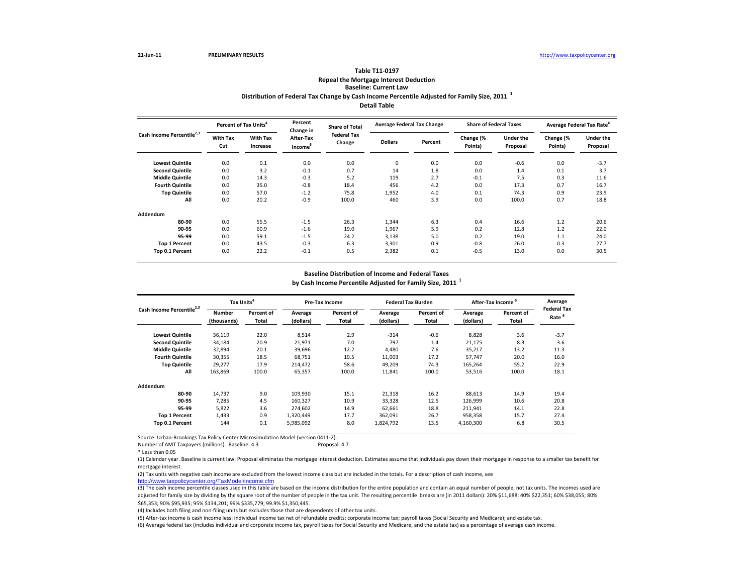21-Jun-11 **PRELIMINARY RESULTS** http://www.taxpolicycenter.org

**Table T11-0197**
**Repeal the Mortgage Interest Deduction**
**Baseline: Current Law**
**Distribution of Federal Tax Change by Cash Income Percentile Adjusted for Family Size, 2011 [1]**
**Detail Table**

| Cash Income Percentile[2,3] | Percent of Tax Units[4] | | Percent Change in After-Tax Income[5] | Share of Total Federal Tax Change | Average Federal Tax Change | | Share of Federal Taxes | | Average Federal Tax Rate[6] | |
|---|---|---|---|---|---|---|---|---|---|---|
| | With Tax Cut | With Tax Increase | | | Dollars | Percent | Change (% Points) | Under the Proposal | Change (% Points) | Under the Proposal |
| Lowest Quintile | 0.0 | 0.1 | 0.0 | 0.0 | 0 | 0.0 | 0.0 | -0.6 | 0.0 | -3.7 |
| Second Quintile | 0.0 | 3.2 | -0.1 | 0.7 | 14 | 1.8 | 0.0 | 1.4 | 0.1 | 3.7 |
| Middle Quintile | 0.0 | 14.3 | -0.3 | 5.2 | 119 | 2.7 | -0.1 | 7.5 | 0.3 | 11.6 |
| Fourth Quintile | 0.0 | 35.0 | -0.8 | 18.4 | 456 | 4.2 | 0.0 | 17.3 | 0.7 | 16.7 |
| Top Quintile | 0.0 | 57.0 | -1.2 | 75.8 | 1,952 | 4.0 | 0.1 | 74.3 | 0.9 | 23.9 |
| All | 0.0 | 20.2 | -0.9 | 100.0 | 460 | 3.9 | 0.0 | 100.0 | 0.7 | 18.8 |
| **Addendum** | | | | | | | | | | |
| 80-90 | 0.0 | 55.5 | -1.5 | 26.3 | 1,344 | 6.3 | 0.4 | 16.6 | 1.2 | 20.6 |
| 90-95 | 0.0 | 60.9 | -1.6 | 19.0 | 1,967 | 5.9 | 0.2 | 12.8 | 1.2 | 22.0 |
| 95-99 | 0.0 | 59.1 | -1.5 | 24.2 | 3,138 | 5.0 | 0.2 | 19.0 | 1.1 | 24.0 |
| Top 1 Percent | 0.0 | 43.5 | -0.3 | 6.3 | 3,301 | 0.9 | -0.8 | 26.0 | 0.3 | 27.7 |
| Top 0.1 Percent | 0.0 | 22.2 | -0.1 | 0.5 | 2,382 | 0.1 | -0.5 | 13.0 | 0.0 | 30.5 |

**Baseline Distribution of Income and Federal Taxes**
**by Cash Income Percentile Adjusted for Family Size, 2011 [1]**

| Cash Income Percentile[2,3] | Tax Units[4] | | Pre-Tax Income | | Federal Tax Burden | | After-Tax Income[5] | | Average Federal Tax Rate[6] |
|---|---|---|---|---|---|---|---|---|---|
| | Number (thousands) | Percent of Total | Average (dollars) | Percent of Total | Average (dollars) | Percent of Total | Average (dollars) | Percent of Total | |
| Lowest Quintile | 36,119 | 22.0 | 8,514 | 2.9 | -314 | -0.6 | 8,828 | 3.6 | -3.7 |
| Second Quintile | 34,184 | 20.9 | 21,971 | 7.0 | 797 | 1.4 | 21,175 | 8.3 | 3.6 |
| Middle Quintile | 32,894 | 20.1 | 39,696 | 12.2 | 4,480 | 7.6 | 35,217 | 13.2 | 11.3 |
| Fourth Quintile | 30,355 | 18.5 | 68,751 | 19.5 | 11,003 | 17.2 | 57,747 | 20.0 | 16.0 |
| Top Quintile | 29,277 | 17.9 | 214,472 | 58.6 | 49,209 | 74.3 | 165,264 | 55.2 | 22.9 |
| All | 163,869 | 100.0 | 65,357 | 100.0 | 11,841 | 100.0 | 53,516 | 100.0 | 18.1 |
| **Addendum** | | | | | | | | | |
| 80-90 | 14,737 | 9.0 | 109,930 | 15.1 | 21,318 | 16.2 | 88,613 | 14.9 | 19.4 |
| 90-95 | 7,285 | 4.5 | 160,327 | 10.9 | 33,328 | 12.5 | 126,999 | 10.6 | 20.8 |
| 95-99 | 5,822 | 3.6 | 274,602 | 14.9 | 62,661 | 18.8 | 211,941 | 14.1 | 22.8 |
| Top 1 Percent | 1,433 | 0.9 | 1,320,449 | 17.7 | 362,091 | 26.7 | 958,358 | 15.7 | 27.4 |
| Top 0.1 Percent | 144 | 0.1 | 5,985,092 | 8.0 | 1,824,792 | 13.5 | 4,160,300 | 6.8 | 30.5 |

Source: Urban-Brookings Tax Policy Center Microsimulation Model (version 0411-2).

Number of AMT Taxpayers (millions). Baseline: 4.3 Proposal: 4.7

* Less than 0.05

(1) Calendar year. Baseline is current law. Proposal eliminates the mortgage interest deduction. Estimates assume that individuals pay down their mortgage in response to a smaller tax benefit for mortgage interest.

(2) Tax units with negative cash income are excluded from the lowest income class but are included in the totals. For a description of cash income, see http://www.taxpolicycenter.org/TaxModel/income.cfm

(3) The cash income percentile classes used in this table are based on the income distribution for the entire population and contain an equal number of people, not tax units. The incomes used are adjusted for family size by dividing by the square root of the number of people in the tax unit. The resulting percentile breaks are (in 2011 dollars): 20% $11,688; 40% $22,351; 60% $38,055; 80% $65,353; 90% $95,935; 95% $134,201; 99% $335,779; 99.9% $1,350,445.

(4) Includes both filing and non-filing units but excludes those that are dependents of other tax units.

(5) After-tax income is cash income less: individual income tax net of refundable credits; corporate income tax; payroll taxes (Social Security and Medicare); and estate tax.

(6) Average federal tax (includes individual and corporate income tax, payroll taxes for Social Security and Medicare, and the estate tax) as a percentage of average cash income.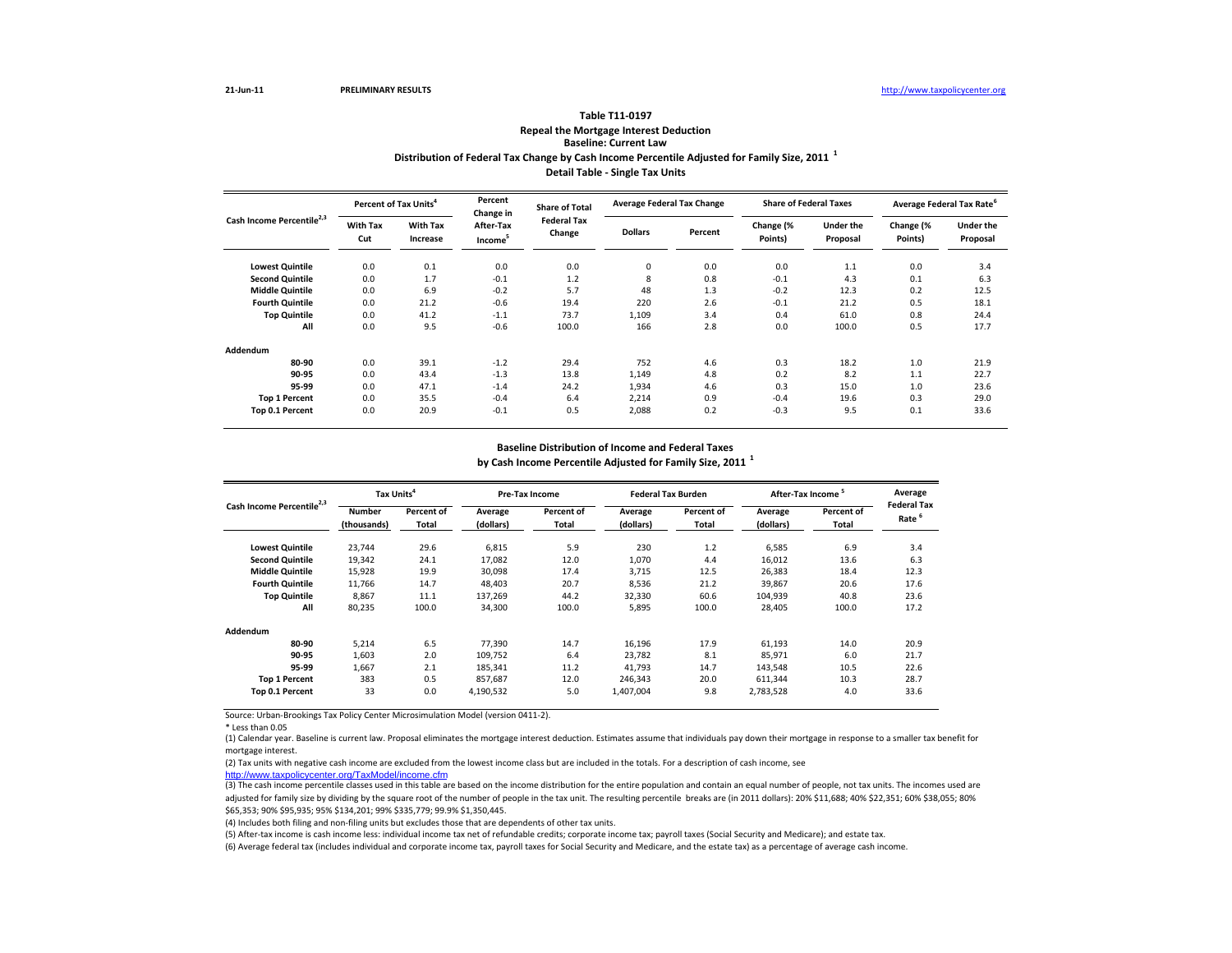21-Jun-11 **PRELIMINARY RESULTS** http://www.taxpolicycenter.org

**Table T11-0197**
**Repeal the Mortgage Interest Deduction**
**Baseline: Current Law**
**Distribution of Federal Tax Change by Cash Income Percentile Adjusted for Family Size, 2011 [1]**
**Detail Table - Single Tax Units**

| Cash Income Percentile[2,3] | Percent of Tax Units[4] | | Percent Change in After-Tax Income[5] | Share of Total Federal Tax Change | Average Federal Tax Change | | Share of Federal Taxes | | Average Federal Tax Rate[6] | |
|---|---|---|---|---|---|---|---|---|---|---|
| | With Tax Cut | With Tax Increase | | | Dollars | Percent | Change (% Points) | Under the Proposal | Change (% Points) | Under the Proposal |
| Lowest Quintile | 0.0 | 0.1 | 0.0 | 0.0 | 0 | 0.0 | 0.0 | 1.1 | 0.0 | 3.4 |
| Second Quintile | 0.0 | 1.7 | -0.1 | 1.2 | 8 | 0.8 | -0.1 | 4.3 | 0.1 | 6.3 |
| Middle Quintile | 0.0 | 6.9 | -0.2 | 5.7 | 48 | 1.3 | -0.2 | 12.3 | 0.2 | 12.5 |
| Fourth Quintile | 0.0 | 21.2 | -0.6 | 19.4 | 220 | 2.6 | -0.1 | 21.2 | 0.5 | 18.1 |
| Top Quintile | 0.0 | 41.2 | -1.1 | 73.7 | 1,109 | 3.4 | 0.4 | 61.0 | 0.8 | 24.4 |
| All | 0.0 | 9.5 | -0.6 | 100.0 | 166 | 2.8 | 0.0 | 100.0 | 0.5 | 17.7 |
| **Addendum** | | | | | | | | | | |
| 80-90 | 0.0 | 39.1 | -1.2 | 29.4 | 752 | 4.6 | 0.3 | 18.2 | 1.0 | 21.9 |
| 90-95 | 0.0 | 43.4 | -1.3 | 13.8 | 1,149 | 4.8 | 0.2 | 8.2 | 1.1 | 22.7 |
| 95-99 | 0.0 | 47.1 | -1.4 | 24.2 | 1,934 | 4.6 | 0.3 | 15.0 | 1.0 | 23.6 |
| Top 1 Percent | 0.0 | 35.5 | -0.4 | 6.4 | 2,214 | 0.9 | -0.4 | 19.6 | 0.3 | 29.0 |
| Top 0.1 Percent | 0.0 | 20.9 | -0.1 | 0.5 | 2,088 | 0.2 | -0.3 | 9.5 | 0.1 | 33.6 |

**Baseline Distribution of Income and Federal Taxes**
**by Cash Income Percentile Adjusted for Family Size, 2011 [1]**

| Cash Income Percentile[2,3] | Tax Units[4] | | Pre-Tax Income | | Federal Tax Burden | | After-Tax Income[5] | | Average Federal Tax Rate[6] |
|---|---|---|---|---|---|---|---|---|---|
| | Number (thousands) | Percent of Total | Average (dollars) | Percent of Total | Average (dollars) | Percent of Total | Average (dollars) | Percent of Total | |
| Lowest Quintile | 23,744 | 29.6 | 6,815 | 5.9 | 230 | 1.2 | 6,585 | 6.9 | 3.4 |
| Second Quintile | 19,342 | 24.1 | 17,082 | 12.0 | 1,070 | 4.4 | 16,012 | 13.6 | 6.3 |
| Middle Quintile | 15,928 | 19.9 | 30,098 | 17.4 | 3,715 | 12.5 | 26,383 | 18.4 | 12.3 |
| Fourth Quintile | 11,766 | 14.7 | 48,403 | 20.7 | 8,536 | 21.2 | 39,867 | 20.6 | 17.6 |
| Top Quintile | 8,867 | 11.1 | 137,269 | 44.2 | 32,330 | 60.6 | 104,939 | 40.8 | 23.6 |
| All | 80,235 | 100.0 | 34,300 | 100.0 | 5,895 | 100.0 | 28,405 | 100.0 | 17.2 |
| **Addendum** | | | | | | | | | |
| 80-90 | 5,214 | 6.5 | 77,390 | 14.7 | 16,196 | 17.9 | 61,193 | 14.0 | 20.9 |
| 90-95 | 1,603 | 2.0 | 109,752 | 6.4 | 23,782 | 8.1 | 85,971 | 6.0 | 21.7 |
| 95-99 | 1,667 | 2.1 | 185,341 | 11.2 | 41,793 | 14.7 | 143,548 | 10.5 | 22.6 |
| Top 1 Percent | 383 | 0.5 | 857,687 | 12.0 | 246,343 | 20.0 | 611,344 | 10.3 | 28.7 |
| Top 0.1 Percent | 33 | 0.0 | 4,190,532 | 5.0 | 1,407,004 | 9.8 | 2,783,528 | 4.0 | 33.6 |

Source: Urban-Brookings Tax Policy Center Microsimulation Model (version 0411-2).

* Less than 0.05

(1) Calendar year. Baseline is current law. Proposal eliminates the mortgage interest deduction. Estimates assume that individuals pay down their mortgage in response to a smaller tax benefit for mortgage interest.

(2) Tax units with negative cash income are excluded from the lowest income class but are included in the totals. For a description of cash income, see http://www.taxpolicycenter.org/TaxModel/income.cfm

(3) The cash income percentile classes used in this table are based on the income distribution for the entire population and contain an equal number of people, not tax units. The incomes used are adjusted for family size by dividing by the square root of the number of people in the tax unit. The resulting percentile breaks are (in 2011 dollars): 20% $11,688; 40% $22,351; 60% $38,055; 80% $65,353; 90% $95,935; 95% $134,201; 99% $335,779; 99.9% $1,350,445.

(4) Includes both filing and non-filing units but excludes those that are dependents of other tax units.

(5) After-tax income is cash income less: individual income tax net of refundable credits; corporate income tax; payroll taxes (Social Security and Medicare); and estate tax.

(6) Average federal tax (includes individual and corporate income tax, payroll taxes for Social Security and Medicare, and the estate tax) as a percentage of average cash income.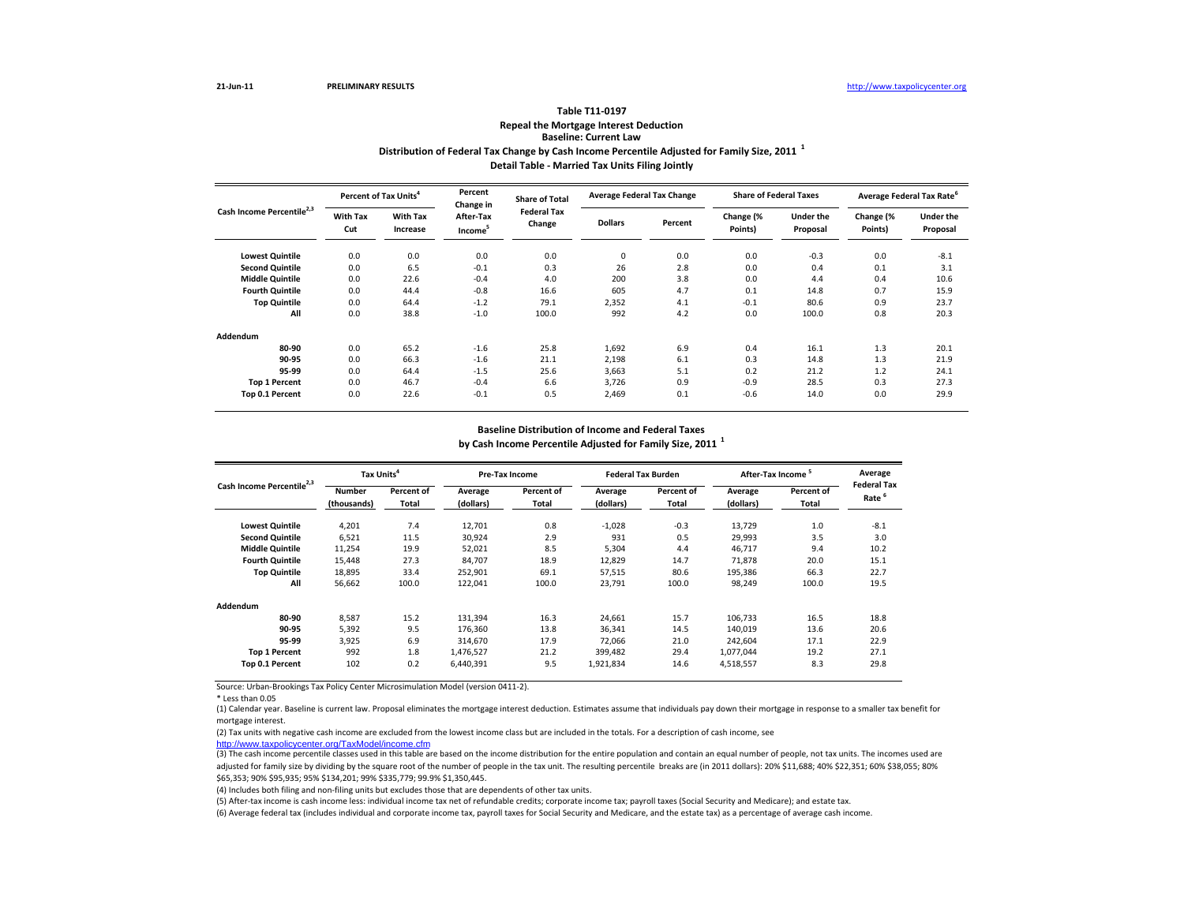21-Jun-11 PRELIMINARY RESULTS http://www.taxpolicycenter.org

# Table T11-0197
## Repeal the Mortgage Interest Deduction
### Baseline: Current Law
### Distribution of Federal Tax Change by Cash Income Percentile Adjusted for Family Size, 2011 [1]
### Detail Table - Married Tax Units Filing Jointly

| Cash Income Percentile[2,3] | Percent of Tax Units[4] | | Percent Change in After-Tax Income[5] | Share of Total Federal Tax Change | Average Federal Tax Change | | Share of Federal Taxes | | Average Federal Tax Rate[6] | |
|---|---|---|---|---|---|---|---|---|---|---|
| | With Tax Cut | With Tax Increase | | | Dollars | Percent | Change (% Points) | Under the Proposal | Change (% Points) | Under the Proposal |
| Lowest Quintile | 0.0 | 0.0 | 0.0 | 0.0 | 0 | 0.0 | 0.0 | -0.3 | 0.0 | -8.1 |
| Second Quintile | 0.0 | 6.5 | -0.1 | 0.3 | 26 | 2.8 | 0.0 | 0.4 | 0.1 | 3.1 |
| Middle Quintile | 0.0 | 22.6 | -0.4 | 4.0 | 200 | 3.8 | 0.0 | 4.4 | 0.4 | 10.6 |
| Fourth Quintile | 0.0 | 44.4 | -0.8 | 16.6 | 605 | 4.7 | 0.1 | 14.8 | 0.7 | 15.9 |
| Top Quintile | 0.0 | 64.4 | -1.2 | 79.1 | 2,352 | 4.1 | -0.1 | 80.6 | 0.9 | 23.7 |
| All | 0.0 | 38.8 | -1.0 | 100.0 | 992 | 4.2 | 0.0 | 100.0 | 0.8 | 20.3 |
| **Addendum** | | | | | | | | | | |
| 80-90 | 0.0 | 65.2 | -1.6 | 25.8 | 1,692 | 6.9 | 0.4 | 16.1 | 1.3 | 20.1 |
| 90-95 | 0.0 | 66.3 | -1.6 | 21.1 | 2,198 | 6.1 | 0.3 | 14.8 | 1.3 | 21.9 |
| 95-99 | 0.0 | 64.4 | -1.5 | 25.6 | 3,663 | 5.1 | 0.2 | 21.2 | 1.2 | 24.1 |
| Top 1 Percent | 0.0 | 46.7 | -0.4 | 6.6 | 3,726 | 0.9 | -0.9 | 28.5 | 0.3 | 27.3 |
| Top 0.1 Percent | 0.0 | 22.6 | -0.1 | 0.5 | 2,469 | 0.1 | -0.6 | 14.0 | 0.0 | 29.9 |

### Baseline Distribution of Income and Federal Taxes
### by Cash Income Percentile Adjusted for Family Size, 2011 [1]

| Cash Income Percentile[2,3] | Tax Units[4] | | Pre-Tax Income | | Federal Tax Burden | | After-Tax Income [5] | | Average Federal Tax Rate [6] |
|---|---|---|---|---|---|---|---|---|---|
| | Number (thousands) | Percent of Total | Average (dollars) | Percent of Total | Average (dollars) | Percent of Total | Average (dollars) | Percent of Total | |
| Lowest Quintile | 4,201 | 7.4 | 12,701 | 0.8 | -1,028 | -0.3 | 13,729 | 1.0 | -8.1 |
| Second Quintile | 6,521 | 11.5 | 30,924 | 2.9 | 931 | 0.5 | 29,993 | 3.5 | 3.0 |
| Middle Quintile | 11,254 | 19.9 | 52,021 | 8.5 | 5,304 | 4.4 | 46,717 | 9.4 | 10.2 |
| Fourth Quintile | 15,448 | 27.3 | 84,707 | 18.9 | 12,829 | 14.7 | 71,878 | 20.0 | 15.1 |
| Top Quintile | 18,895 | 33.4 | 252,901 | 69.1 | 57,515 | 80.6 | 195,386 | 66.3 | 22.7 |
| All | 56,662 | 100.0 | 122,041 | 100.0 | 23,791 | 100.0 | 98,249 | 100.0 | 19.5 |
| **Addendum** | | | | | | | | | |
| 80-90 | 8,587 | 15.2 | 131,394 | 16.3 | 24,661 | 15.7 | 106,733 | 16.5 | 18.8 |
| 90-95 | 5,392 | 9.5 | 176,360 | 13.8 | 36,341 | 14.5 | 140,019 | 13.6 | 20.6 |
| 95-99 | 3,925 | 6.9 | 314,670 | 17.9 | 72,066 | 21.0 | 242,604 | 17.1 | 22.9 |
| Top 1 Percent | 992 | 1.8 | 1,476,527 | 21.2 | 399,482 | 29.4 | 1,077,044 | 19.2 | 27.1 |
| Top 0.1 Percent | 102 | 0.2 | 6,440,391 | 9.5 | 1,921,834 | 14.6 | 4,518,557 | 8.3 | 29.8 |

Source: Urban-Brookings Tax Policy Center Microsimulation Model (version 0411-2).

* Less than 0.05

(1) Calendar year. Baseline is current law. Proposal eliminates the mortgage interest deduction. Estimates assume that individuals pay down their mortgage in response to a smaller tax benefit for mortgage interest.

(2) Tax units with negative cash income are excluded from the lowest income class but are included in the totals. For a description of cash income, see
http://www.taxpolicycenter.org/TaxModel/income.cfm

(3) The cash income percentile classes used in this table are based on the income distribution for the entire population and contain an equal number of people, not tax units. The incomes used are adjusted for family size by dividing by the square root of the number of people in the tax unit. The resulting percentile breaks are (in 2011 dollars): 20% $11,688; 40% $22,351; 60% $38,055; 80% $65,353; 90% $95,935; 95% $134,201; 99% $335,779; 99.9% $1,350,445.

(4) Includes both filing and non-filing units but excludes those that are dependents of other tax units.

(5) After-tax income is cash income less: individual income tax net of refundable credits; corporate income tax; payroll taxes (Social Security and Medicare); and estate tax.

(6) Average federal tax (includes individual and corporate income tax, payroll taxes for Social Security and Medicare, and the estate tax) as a percentage of average cash income.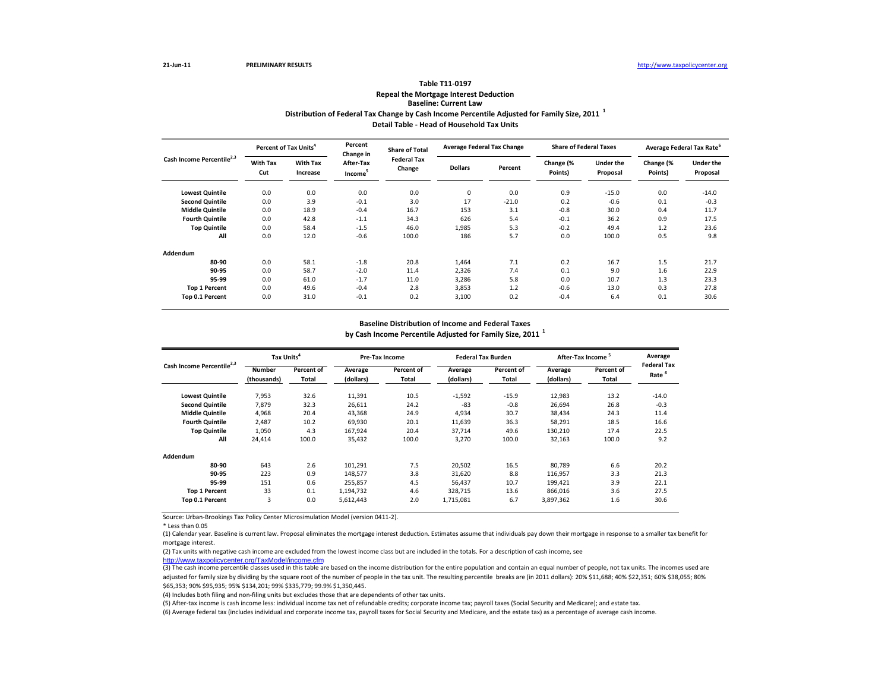21-Jun-11 **PRELIMINARY RESULTS** http://www.taxpolicycenter.org

### Table T11-0197
### Repeal the Mortgage Interest Deduction
### Baseline: Current Law
### Distribution of Federal Tax Change by Cash Income Percentile Adjusted for Family Size, 2011 [1]
### Detail Table - Head of Household Tax Units

| Cash Income Percentile[2,3] | Percent of Tax Units[4] | | Percent Change in After-Tax Income[5] | Share of Total Federal Tax Change | Average Federal Tax Change | | Share of Federal Taxes | | Average Federal Tax Rate[6] | |
|---|---|---|---|---|---|---|---|---|---|---|
| | With Tax Cut | With Tax Increase | | | Dollars | Percent | Change (% Points) | Under the Proposal | Change (% Points) | Under the Proposal |
| Lowest Quintile | 0.0 | 0.0 | 0.0 | 0.0 | 0 | 0.0 | 0.9 | -15.0 | 0.0 | -14.0 |
| Second Quintile | 0.0 | 3.9 | -0.1 | 3.0 | 17 | -21.0 | 0.2 | -0.6 | 0.1 | -0.3 |
| Middle Quintile | 0.0 | 18.9 | -0.4 | 16.7 | 153 | 3.1 | -0.8 | 30.0 | 0.4 | 11.7 |
| Fourth Quintile | 0.0 | 42.8 | -1.1 | 34.3 | 626 | 5.4 | -0.1 | 36.2 | 0.9 | 17.5 |
| Top Quintile | 0.0 | 58.4 | -1.5 | 46.0 | 1,985 | 5.3 | -0.2 | 49.4 | 1.2 | 23.6 |
| All | 0.0 | 12.0 | -0.6 | 100.0 | 186 | 5.7 | 0.0 | 100.0 | 0.5 | 9.8 |
| **Addendum** | | | | | | | | | | |
| 80-90 | 0.0 | 58.1 | -1.8 | 20.8 | 1,464 | 7.1 | 0.2 | 16.7 | 1.5 | 21.7 |
| 90-95 | 0.0 | 58.7 | -2.0 | 11.4 | 2,326 | 7.4 | 0.1 | 9.0 | 1.6 | 22.9 |
| 95-99 | 0.0 | 61.0 | -1.7 | 11.0 | 3,286 | 5.8 | 0.0 | 10.7 | 1.3 | 23.3 |
| Top 1 Percent | 0.0 | 49.6 | -0.4 | 2.8 | 3,853 | 1.2 | -0.6 | 13.0 | 0.3 | 27.8 |
| Top 0.1 Percent | 0.0 | 31.0 | -0.1 | 0.2 | 3,100 | 0.2 | -0.4 | 6.4 | 0.1 | 30.6 |

### Baseline Distribution of Income and Federal Taxes
### by Cash Income Percentile Adjusted for Family Size, 2011 [1]

| Cash Income Percentile[2,3] | Tax Units[4] | | Pre-Tax Income | | Federal Tax Burden | | After-Tax Income[5] | | Average Federal Tax Rate[6] |
|---|---|---|---|---|---|---|---|---|---|
| | Number (thousands) | Percent of Total | Average (dollars) | Percent of Total | Average (dollars) | Percent of Total | Average (dollars) | Percent of Total | |
| Lowest Quintile | 7,953 | 32.6 | 11,391 | 10.5 | -1,592 | -15.9 | 12,983 | 13.2 | -14.0 |
| Second Quintile | 7,879 | 32.3 | 26,611 | 24.2 | -83 | -0.8 | 26,694 | 26.8 | -0.3 |
| Middle Quintile | 4,968 | 20.4 | 43,368 | 24.9 | 4,934 | 30.7 | 38,434 | 24.3 | 11.4 |
| Fourth Quintile | 2,487 | 10.2 | 69,930 | 20.1 | 11,639 | 36.3 | 58,291 | 18.5 | 16.6 |
| Top Quintile | 1,050 | 4.3 | 167,924 | 20.4 | 37,714 | 49.6 | 130,210 | 17.4 | 22.5 |
| All | 24,414 | 100.0 | 35,432 | 100.0 | 3,270 | 100.0 | 32,163 | 100.0 | 9.2 |
| **Addendum** | | | | | | | | | |
| 80-90 | 643 | 2.6 | 101,291 | 7.5 | 20,502 | 16.5 | 80,789 | 6.6 | 20.2 |
| 90-95 | 223 | 0.9 | 148,577 | 3.8 | 31,620 | 8.8 | 116,957 | 3.3 | 21.3 |
| 95-99 | 151 | 0.6 | 255,857 | 4.5 | 56,437 | 10.7 | 199,421 | 3.9 | 22.1 |
| Top 1 Percent | 33 | 0.1 | 1,194,732 | 4.6 | 328,715 | 13.6 | 866,016 | 3.6 | 27.5 |
| Top 0.1 Percent | 3 | 0.0 | 5,612,443 | 2.0 | 1,715,081 | 6.7 | 3,897,362 | 1.6 | 30.6 |

Source: Urban-Brookings Tax Policy Center Microsimulation Model (version 0411-2).

* Less than 0.05

(1) Calendar year. Baseline is current law. Proposal eliminates the mortgage interest deduction. Estimates assume that individuals pay down their mortgage in response to a smaller tax benefit for mortgage interest.

(2) Tax units with negative cash income are excluded from the lowest income class but are included in the totals. For a description of cash income, see http://www.taxpolicycenter.org/TaxModel/income.cfm

(3) The cash income percentile classes used in this table are based on the income distribution for the entire population and contain an equal number of people, not tax units. The incomes used are adjusted for family size by dividing by the square root of the number of people in the tax unit. The resulting percentile breaks are (in 2011 dollars): 20% $11,688; 40% $22,351; 60% $38,055; 80% $65,353; 90% $95,935; 95% $134,201; 99% $335,779; 99.9% $1,350,445.

(4) Includes both filing and non-filing units but excludes those that are dependents of other tax units.

(5) After-tax income is cash income less: individual income tax net of refundable credits; corporate income tax; payroll taxes (Social Security and Medicare); and estate tax.

(6) Average federal tax (includes individual and corporate income tax, payroll taxes for Social Security and Medicare, and the estate tax) as a percentage of average cash income.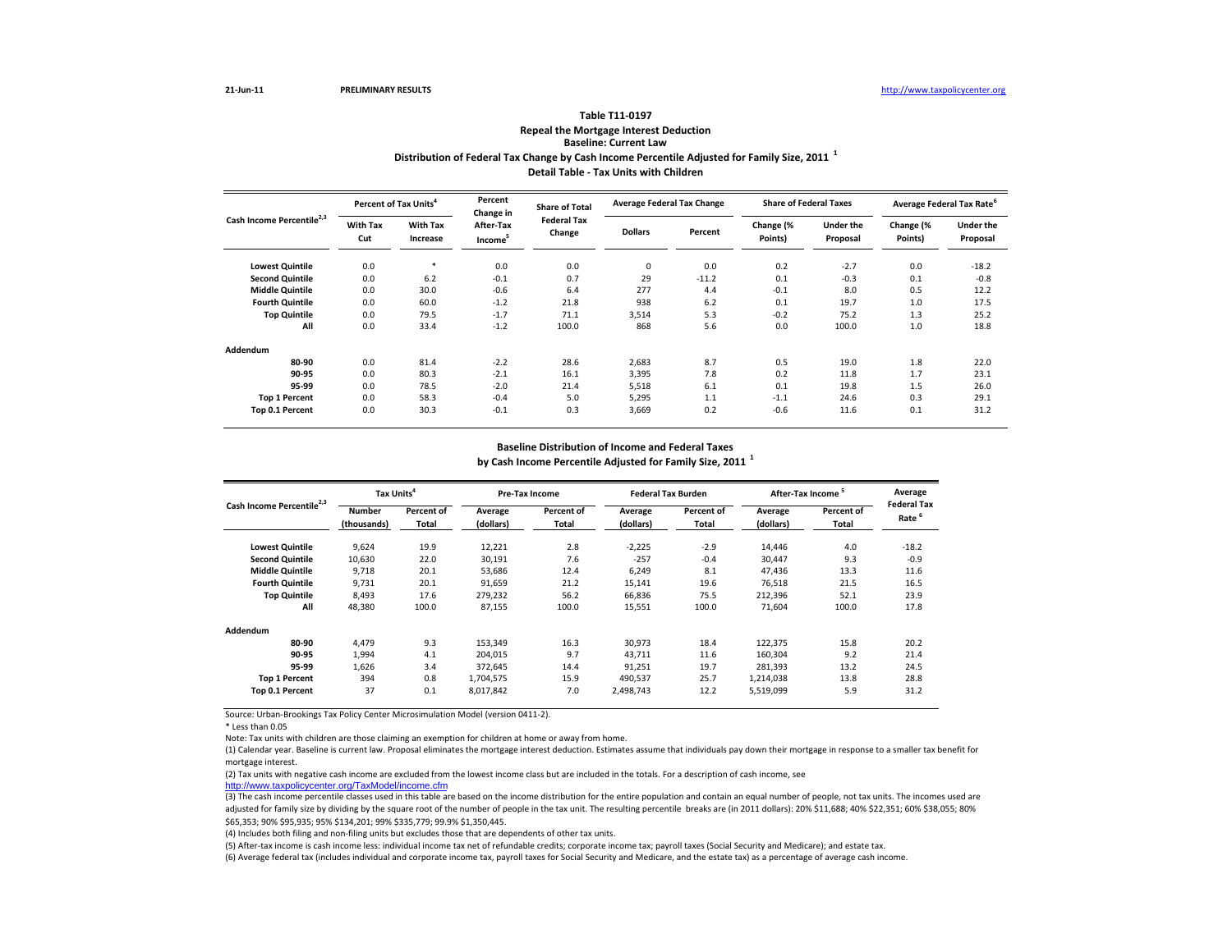21-Jun-11 PRELIMINARY RESULTS http://www.taxpolicycenter.org

**Table T11-0197**
**Repeal the Mortgage Interest Deduction**
**Baseline: Current Law**
**Distribution of Federal Tax Change by Cash Income Percentile Adjusted for Family Size, 2011 [1]**
**Detail Table - Tax Units with Children**

| Cash Income Percentile [2,3] | Percent of Tax Units [4] | | Percent Change in After-Tax Income [5] | Share of Total Federal Tax Change | Average Federal Tax Change | | Share of Federal Taxes | | Average Federal Tax Rate [6] | |
|---|---|---|---|---|---|---|---|---|---|---|
| | With Tax Cut | With Tax Increase | | | Dollars | Percent | Change (% Points) | Under the Proposal | Change (% Points) | Under the Proposal |
| Lowest Quintile | 0.0 | * | 0.0 | 0.0 | 0 | 0.0 | 0.2 | -2.7 | 0.0 | -18.2 |
| Second Quintile | 0.0 | 6.2 | -0.1 | 0.7 | 29 | -11.2 | 0.1 | -0.3 | 0.1 | -0.8 |
| Middle Quintile | 0.0 | 30.0 | -0.6 | 6.4 | 277 | 4.4 | -0.1 | 8.0 | 0.5 | 12.2 |
| Fourth Quintile | 0.0 | 60.0 | -1.2 | 21.8 | 938 | 6.2 | 0.1 | 19.7 | 1.0 | 17.5 |
| Top Quintile | 0.0 | 79.5 | -1.7 | 71.1 | 3,514 | 5.3 | -0.2 | 75.2 | 1.3 | 25.2 |
| All | 0.0 | 33.4 | -1.2 | 100.0 | 868 | 5.6 | 0.0 | 100.0 | 1.0 | 18.8 |
| **Addendum** | | | | | | | | | | |
| 80-90 | 0.0 | 81.4 | -2.2 | 28.6 | 2,683 | 8.7 | 0.5 | 19.0 | 1.8 | 22.0 |
| 90-95 | 0.0 | 80.3 | -2.1 | 16.1 | 3,395 | 7.8 | 0.2 | 11.8 | 1.7 | 23.1 |
| 95-99 | 0.0 | 78.5 | -2.0 | 21.4 | 5,518 | 6.1 | 0.1 | 19.8 | 1.5 | 26.0 |
| Top 1 Percent | 0.0 | 58.3 | -0.4 | 5.0 | 5,295 | 1.1 | -1.1 | 24.6 | 0.3 | 29.1 |
| Top 0.1 Percent | 0.0 | 30.3 | -0.1 | 0.3 | 3,669 | 0.2 | -0.6 | 11.6 | 0.1 | 31.2 |

**Baseline Distribution of Income and Federal Taxes**
**by Cash Income Percentile Adjusted for Family Size, 2011 [1]**

| Cash Income Percentile [2,3] | Tax Units [4] | | Pre-Tax Income | | Federal Tax Burden | | After-Tax Income [5] | | Average Federal Tax Rate [6] |
|---|---|---|---|---|---|---|---|---|---|
| | Number (thousands) | Percent of Total | Average (dollars) | Percent of Total | Average (dollars) | Percent of Total | Average (dollars) | Percent of Total | |
| Lowest Quintile | 9,624 | 19.9 | 12,221 | 2.8 | -2,225 | -2.9 | 14,446 | 4.0 | -18.2 |
| Second Quintile | 10,630 | 22.0 | 30,191 | 7.6 | -257 | -0.4 | 30,447 | 9.3 | -0.9 |
| Middle Quintile | 9,718 | 20.1 | 53,686 | 12.4 | 6,249 | 8.1 | 47,436 | 13.3 | 11.6 |
| Fourth Quintile | 9,731 | 20.1 | 91,659 | 21.2 | 15,141 | 19.6 | 76,518 | 21.5 | 16.5 |
| Top Quintile | 8,493 | 17.6 | 279,232 | 56.2 | 66,836 | 75.5 | 212,396 | 52.1 | 23.9 |
| All | 48,380 | 100.0 | 87,155 | 100.0 | 15,551 | 100.0 | 71,604 | 100.0 | 17.8 |
| **Addendum** | | | | | | | | | |
| 80-90 | 4,479 | 9.3 | 153,349 | 16.3 | 30,973 | 18.4 | 122,375 | 15.8 | 20.2 |
| 90-95 | 1,994 | 4.1 | 204,015 | 9.7 | 43,711 | 11.6 | 160,304 | 9.2 | 21.4 |
| 95-99 | 1,626 | 3.4 | 372,645 | 14.4 | 91,251 | 19.7 | 281,393 | 13.2 | 24.5 |
| Top 1 Percent | 394 | 0.8 | 1,704,575 | 15.9 | 490,537 | 25.7 | 1,214,038 | 13.8 | 28.8 |
| Top 0.1 Percent | 37 | 0.1 | 8,017,842 | 7.0 | 2,498,743 | 12.2 | 5,519,099 | 5.9 | 31.2 |

Source: Urban-Brookings Tax Policy Center Microsimulation Model (version 0411-2).

* Less than 0.05

Note: Tax units with children are those claiming an exemption for children at home or away from home.

(1) Calendar year. Baseline is current law. Proposal eliminates the mortgage interest deduction. Estimates assume that individuals pay down their mortgage in response to a smaller tax benefit for mortgage interest.

(2) Tax units with negative cash income are excluded from the lowest income class but are included in the totals. For a description of cash income, see http://www.taxpolicycenter.org/TaxModel/income.cfm

(3) The cash income percentile classes used in this table are based on the income distribution for the entire population and contain an equal number of people, not tax units. The incomes used are adjusted for family size by dividing by the square root of the number of people in the tax unit. The resulting percentile breaks are (in 2011 dollars): 20% $11,688; 40% $22,351; 60% $38,055; 80% $65,353; 90% $95,935; 95% $134,201; 99% $335,779; 99.9% $1,350,445.

(4) Includes both filing and non-filing units but excludes those that are dependents of other tax units.

(5) After-tax income is cash income less: individual income tax net of refundable credits; corporate income tax; payroll taxes (Social Security and Medicare); and estate tax.

(6) Average federal tax (includes individual and corporate income tax, payroll taxes for Social Security and Medicare, and the estate tax) as a percentage of average cash income.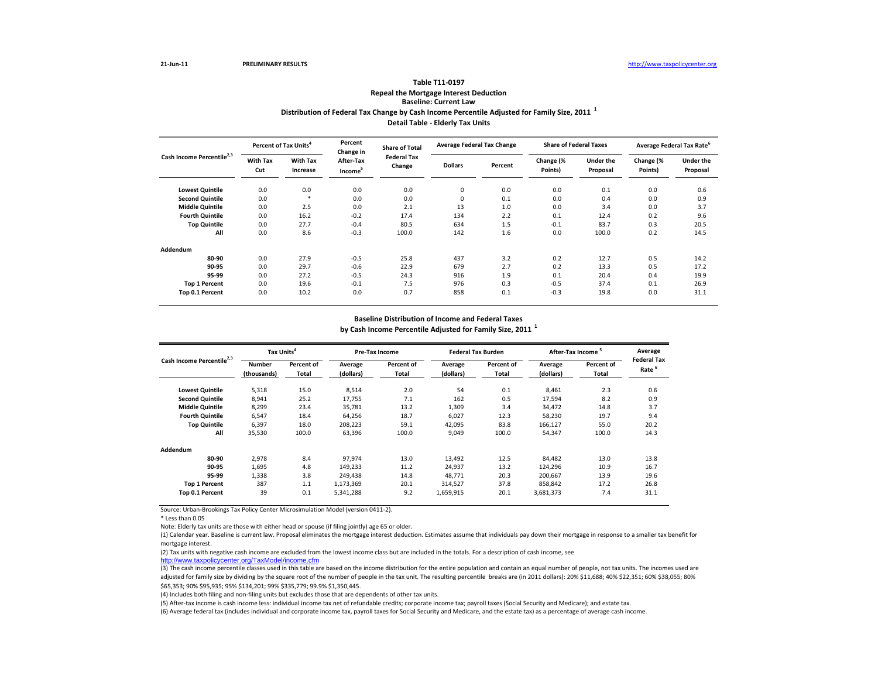21-Jun-11 **PRELIMINARY RESULTS** http://www.taxpolicycenter.org

### Table T11-0197
### Repeal the Mortgage Interest Deduction
### Baseline: Current Law
### Distribution of Federal Tax Change by Cash Income Percentile Adjusted for Family Size, 2011 [1]
### Detail Table - Elderly Tax Units

| Cash Income Percentile[2,3] | Percent of Tax Units[4] | | Percent Change in After-Tax Income[5] | Share of Total Federal Tax Change | Average Federal Tax Change | | Share of Federal Taxes | | Average Federal Tax Rate[6] | |
|---|---|---|---|---|---|---|---|---|---|---|
| | With Tax Cut | With Tax Increase | | | Dollars | Percent | Change (% Points) | Under the Proposal | Change (% Points) | Under the Proposal |
| Lowest Quintile | 0.0 | 0.0 | 0.0 | 0.0 | 0 | 0.0 | 0.0 | 0.1 | 0.0 | 0.6 |
| Second Quintile | 0.0 | * | 0.0 | 0.0 | 0 | 0.1 | 0.0 | 0.4 | 0.0 | 0.9 |
| Middle Quintile | 0.0 | 2.5 | 0.0 | 2.1 | 13 | 1.0 | 0.0 | 3.4 | 0.0 | 3.7 |
| Fourth Quintile | 0.0 | 16.2 | -0.2 | 17.4 | 134 | 2.2 | 0.1 | 12.4 | 0.2 | 9.6 |
| Top Quintile | 0.0 | 27.7 | -0.4 | 80.5 | 634 | 1.5 | -0.1 | 83.7 | 0.3 | 20.5 |
| All | 0.0 | 8.6 | -0.3 | 100.0 | 142 | 1.6 | 0.0 | 100.0 | 0.2 | 14.5 |
| **Addendum** | | | | | | | | | | |
| 80-90 | 0.0 | 27.9 | -0.5 | 25.8 | 437 | 3.2 | 0.2 | 12.7 | 0.5 | 14.2 |
| 90-95 | 0.0 | 29.7 | -0.6 | 22.9 | 679 | 2.7 | 0.2 | 13.3 | 0.5 | 17.2 |
| 95-99 | 0.0 | 27.2 | -0.5 | 24.3 | 916 | 1.9 | 0.1 | 20.4 | 0.4 | 19.9 |
| Top 1 Percent | 0.0 | 19.6 | -0.1 | 7.5 | 976 | 0.3 | -0.5 | 37.4 | 0.1 | 26.9 |
| Top 0.1 Percent | 0.0 | 10.2 | 0.0 | 0.7 | 858 | 0.1 | -0.3 | 19.8 | 0.0 | 31.1 |

### Baseline Distribution of Income and Federal Taxes
### by Cash Income Percentile Adjusted for Family Size, 2011 [1]

| Cash Income Percentile[2,3] | Tax Units[4] | | Pre-Tax Income | | Federal Tax Burden | | After-Tax Income[5] | | Average Federal Tax Rate[6] |
|---|---|---|---|---|---|---|---|---|---|
| | Number (thousands) | Percent of Total | Average (dollars) | Percent of Total | Average (dollars) | Percent of Total | Average (dollars) | Percent of Total | |
| Lowest Quintile | 5,318 | 15.0 | 8,514 | 2.0 | 54 | 0.1 | 8,461 | 2.3 | 0.6 |
| Second Quintile | 8,941 | 25.2 | 17,755 | 7.1 | 162 | 0.5 | 17,594 | 8.2 | 0.9 |
| Middle Quintile | 8,299 | 23.4 | 35,781 | 13.2 | 1,309 | 3.4 | 34,472 | 14.8 | 3.7 |
| Fourth Quintile | 6,547 | 18.4 | 64,256 | 18.7 | 6,027 | 12.3 | 58,230 | 19.7 | 9.4 |
| Top Quintile | 6,397 | 18.0 | 208,223 | 59.1 | 42,095 | 83.8 | 166,127 | 55.0 | 20.2 |
| All | 35,530 | 100.0 | 63,396 | 100.0 | 9,049 | 100.0 | 54,347 | 100.0 | 14.3 |
| **Addendum** | | | | | | | | | |
| 80-90 | 2,978 | 8.4 | 97,974 | 13.0 | 13,492 | 12.5 | 84,482 | 13.0 | 13.8 |
| 90-95 | 1,695 | 4.8 | 149,233 | 11.2 | 24,937 | 13.2 | 124,296 | 10.9 | 16.7 |
| 95-99 | 1,338 | 3.8 | 249,438 | 14.8 | 48,771 | 20.3 | 200,667 | 13.9 | 19.6 |
| Top 1 Percent | 387 | 1.1 | 1,173,369 | 20.1 | 314,527 | 37.8 | 858,842 | 17.2 | 26.8 |
| Top 0.1 Percent | 39 | 0.1 | 5,341,288 | 9.2 | 1,659,915 | 20.1 | 3,681,373 | 7.4 | 31.1 |

Source: Urban-Brookings Tax Policy Center Microsimulation Model (version 0411-2).

* Less than 0.05

Note: Elderly tax units are those with either head or spouse (if filing jointly) age 65 or older.

(1) Calendar year. Baseline is current law. Proposal eliminates the mortgage interest deduction. Estimates assume that individuals pay down their mortgage in response to a smaller tax benefit for mortgage interest.

(2) Tax units with negative cash income are excluded from the lowest income class but are included in the totals. For a description of cash income, see http://www.taxpolicycenter.org/TaxModel/income.cfm

(3) The cash income percentile classes used in this table are based on the income distribution for the entire population and contain an equal number of people, not tax units. The incomes used are adjusted for family size by dividing by the square root of the number of people in the tax unit. The resulting percentile breaks are (in 2011 dollars): 20% $11,688; 40% $22,351; 60% $38,055; 80% $65,353; 90% $95,935; 95% $134,201; 99% $335,779; 99.9% $1,350,445.

(4) Includes both filing and non-filing units but excludes those that are dependents of other tax units.

(5) After-tax income is cash income less: individual income tax net of refundable credits; corporate income tax; payroll taxes (Social Security and Medicare); and estate tax.

(6) Average federal tax (includes individual and corporate income tax, payroll taxes for Social Security and Medicare, and the estate tax) as a percentage of average cash income.